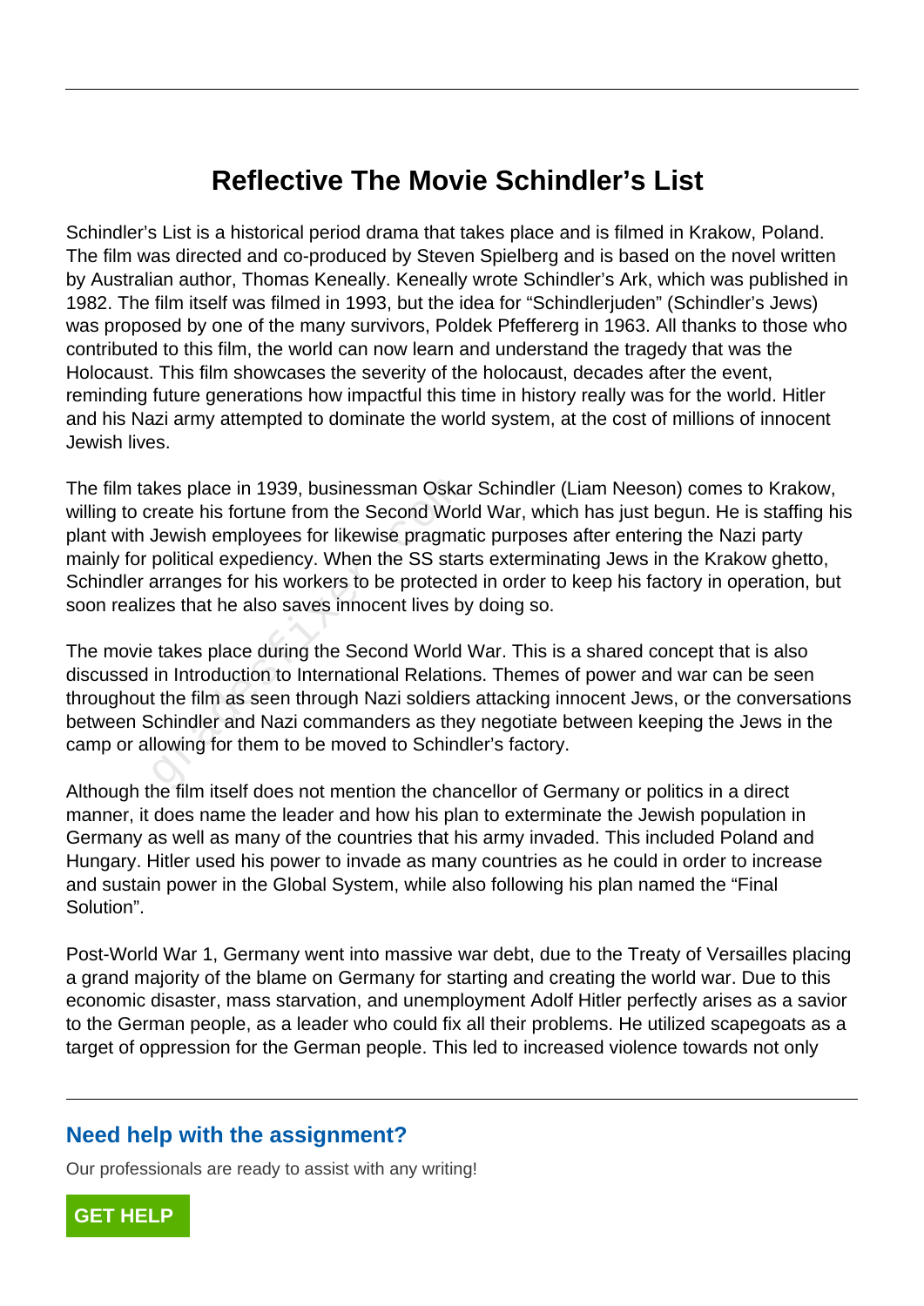# Reflective The Movie Schindler's List

Schindler's List is a historical period drama that takes place and is filmed in Krakow, Poland. The film was directed and co-produced by Steven Spielberg and is based on the novel written by Australian author, Thomas Keneally. Keneally wrote Schindler's Ark, which was published in 1982. The film itself was filmed in 1993, but the idea for "Schindlerjuden" (Schindler's Jews) was proposed by one of the many survivors, Poldek Pfefferberg in 1963. All thanks to those who contributed to this film, the world can now learn and understand the tragedy that was the Holocaust. This film showcases the severity of the holocaust, decades after the event, reminding future generations how impactful this time in history really was for the world. Hitler and his Nazi army attempted to dominate the world system, at the cost of millions of innocent Jewish lives.

The film takes place in 1939, businessman Oskar Schindler (Liam Neeson) comes to Krakow, willing to create his fortune from the Second World War, which has just begun. He is staffing his plant with Jewish employees for likewise pragmatic purposes after entering the Nazi party mainly for political expediency. When the SS starts exterminating Jews in the Krakow ghetto, Schindler arranges for his workers to be protected in order to keep his factory in operation, but soon realizes that he also saves innocent lives by doing so.

The movie takes place during the Second World War. This is a shared concept that is also discussed in Introduction to International Relations. Themes of power and war can be seen throughout the film as seen through Nazi soldiers attacking innocent Jews, or the conversations between Schindler and Nazi commanders as they negotiate between keeping the Jews in the camp or allowing for them to be moved to Schindler's factory.

Although the film itself does not mention the chancellor of Germany or politics in a direct manner, it does name the leader and how his plan to exterminate the Jewish population in Germany as well as many of the countries that his army invaded. This included Poland and Hungary. Hitler used his power to invade as many countries as he could in order to increase and sustain power in the Global System, while also following his plan named the "Final Solution".

Post-World War 1, Germany went into massive war debt, due to the Treaty of Versailles placing a grand majority of the blame on Germany for starting and creating the world war. Due to this economic disaster, mass starvation, and unemployment Adolf Hitler perfectly arises as a savior to the German people, as a leader who could fix all their problems. He utilized scapegoats as a target of oppression for the German people. This led to increased violence towards not only

## Need help with the assignment?

Our professionals are ready to assist with any writing!

GET HELP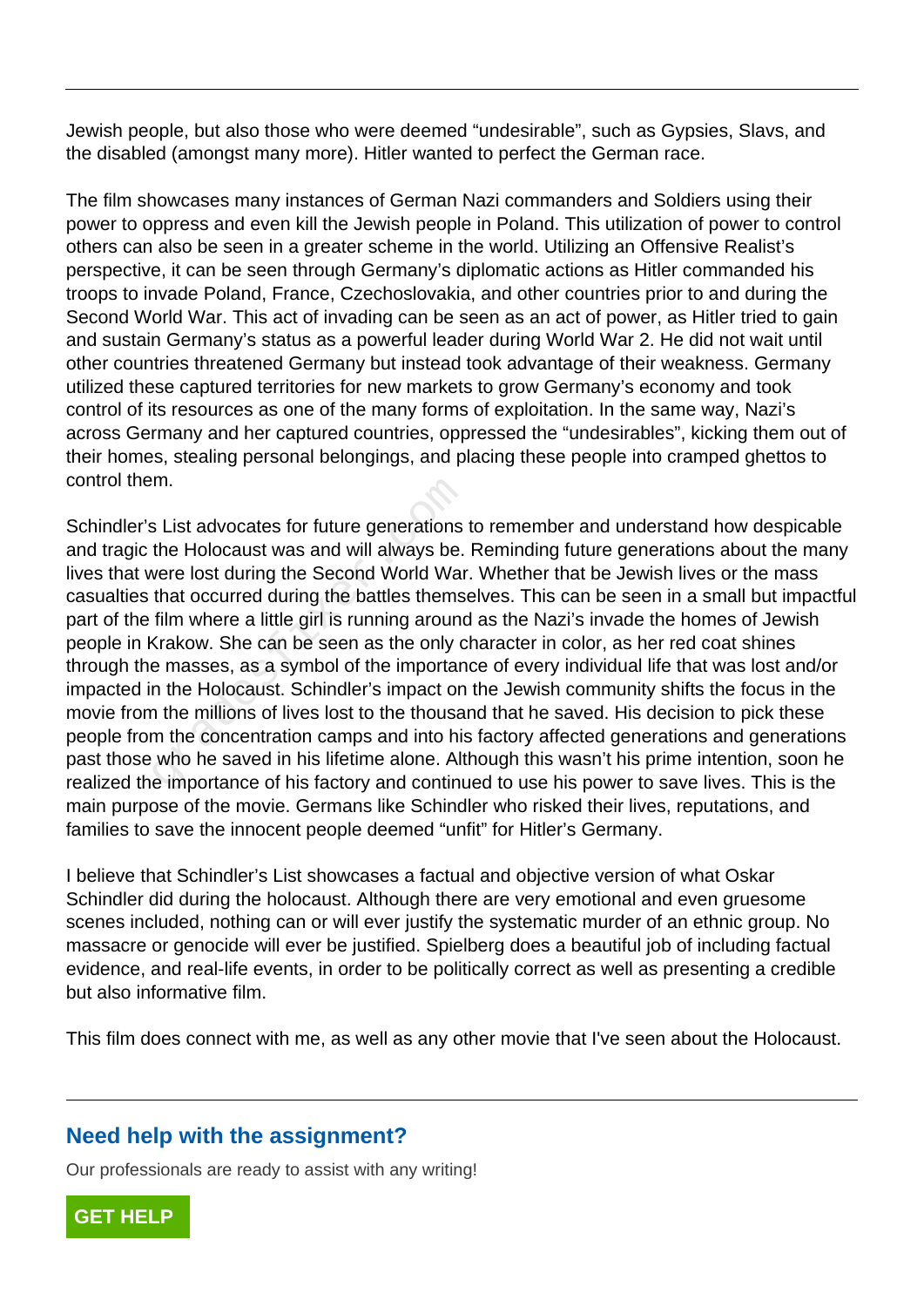Jewish people, but also those who were deemed “undesirable”, such as Gypsies, Slavs, and the disabled (amongst many more). Hitler wanted to perfect the German race.

The film showcases many instances of German Nazi commanders and Soldiers using their power to oppress and even kill the Jewish people in Poland. This utilization of power to control others can also be seen in a greater scheme in the world. Utilizing an Offensive Realist’s perspective, it can be seen through Germany’s diplomatic actions as Hitler commanded his troops to invade Poland, France, Czechoslovakia, and other countries prior to and during the Second World War. This act of invading can be seen as an act of power, as Hitler tried to gain and sustain Germany’s status as a powerful leader during World War 2. He did not wait until other countries threatened Germany but instead took advantage of their weakness. Germany utilized these captured territories for new markets to grow Germany’s economy and took control of its resources as one of the many forms of exploitation. In the same way, Nazi’s across Germany and her captured countries, oppressed the “undesirables”, kicking them out of their homes, stealing personal belongings, and placing these people into cramped ghettos to control them.

Schindler’s List advocates for future generations to remember and understand how despicable and tragic the Holocaust was and will always be. Reminding future generations about the many lives that were lost during the Second World War. Whether that be Jewish lives or the mass casualties that occurred during the battles themselves. This can be seen in a small but impactful part of the film where a little girl is running around as the Nazi’s invade the homes of Jewish people in Krakow. She can be seen as the only character in color, as her red coat shines through the masses, as a symbol of the importance of every individual life that was lost and/or impacted in the Holocaust. Schindler’s impact on the Jewish community shifts the focus in the movie from the millions of lives lost to the thousand that he saved. His decision to pick these people from the concentration camps and into his factory affected generations and generations past those who he saved in his lifetime alone. Although this wasn’t his prime intention, soon he realized the importance of his factory and continued to use his power to save lives. This is the main purpose of the movie. Germans like Schindler who risked their lives, reputations, and families to save the innocent people deemed “unfit” for Hitler’s Germany.

I believe that Schindler’s List showcases a factual and objective version of what Oskar Schindler did during the holocaust. Although there are very emotional and even gruesome scenes included, nothing can or will ever justify the systematic murder of an ethnic group. No massacre or genocide will ever be justified. Spielberg does a beautiful job of including factual evidence, and real-life events, in order to be politically correct as well as presenting a credible but also informative film.

This film does connect with me, as well as any other movie that I've seen about the Holocaust.

## Need help with the assignment?

Our professionals are ready to assist with any writing!

**GET HELP**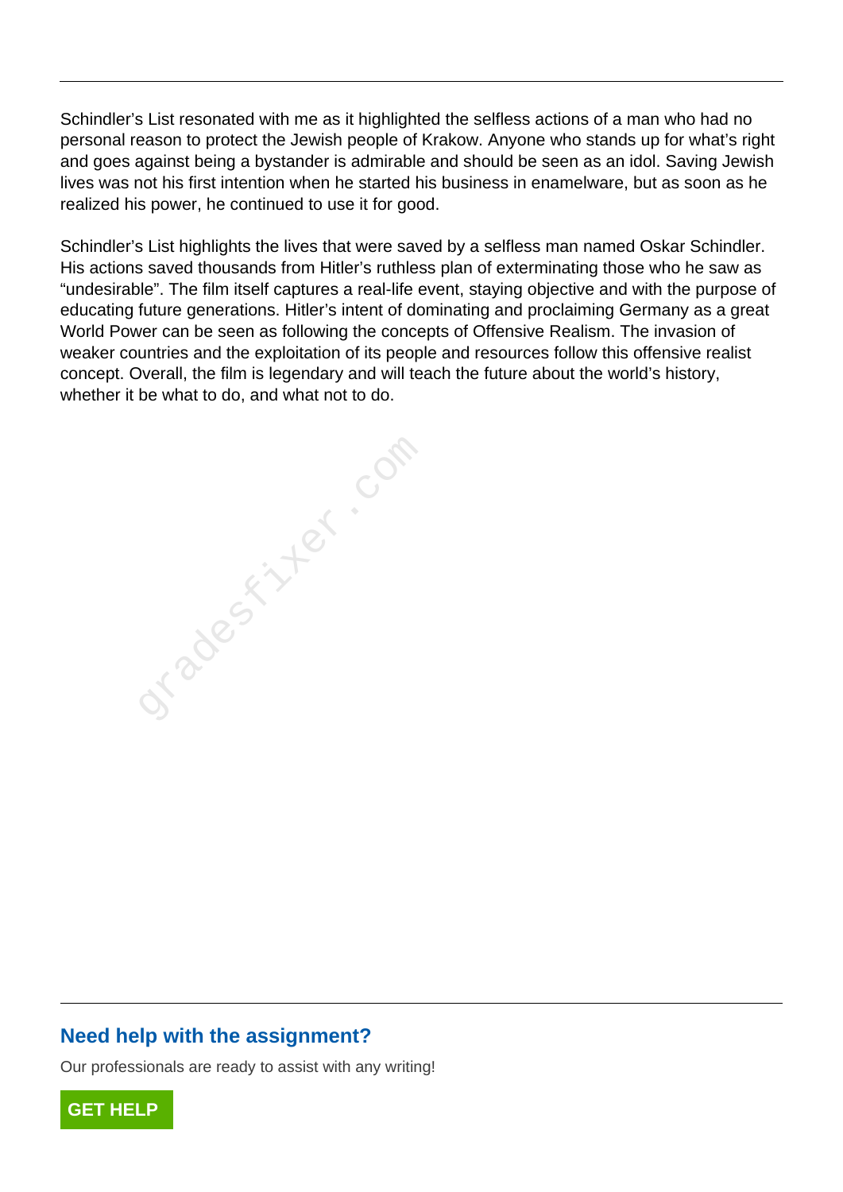Schindler's List resonated with me as it highlighted the selfless actions of a man who had no personal reason to protect the Jewish people of Krakow. Anyone who stands up for what's right and goes against being a bystander is admirable and should be seen as an idol. Saving Jewish lives was not his first intention when he started his business in enamelware, but as soon as he realized his power, he continued to use it for good.

Schindler's List highlights the lives that were saved by a selfless man named Oskar Schindler. His actions saved thousands from Hitler's ruthless plan of exterminating those who he saw as "undesirable". The film itself captures a real-life event, staying objective and with the purpose of educating future generations. Hitler's intent of dominating and proclaiming Germany as a great World Power can be seen as following the concepts of Offensive Realism. The invasion of weaker countries and the exploitation of its people and resources follow this offensive realist concept. Overall, the film is legendary and will teach the future about the world's history, whether it be what to do, and what not to do.

## Need help with the assignment?

Our professionals are ready to assist with any writing!

**GET HELP**